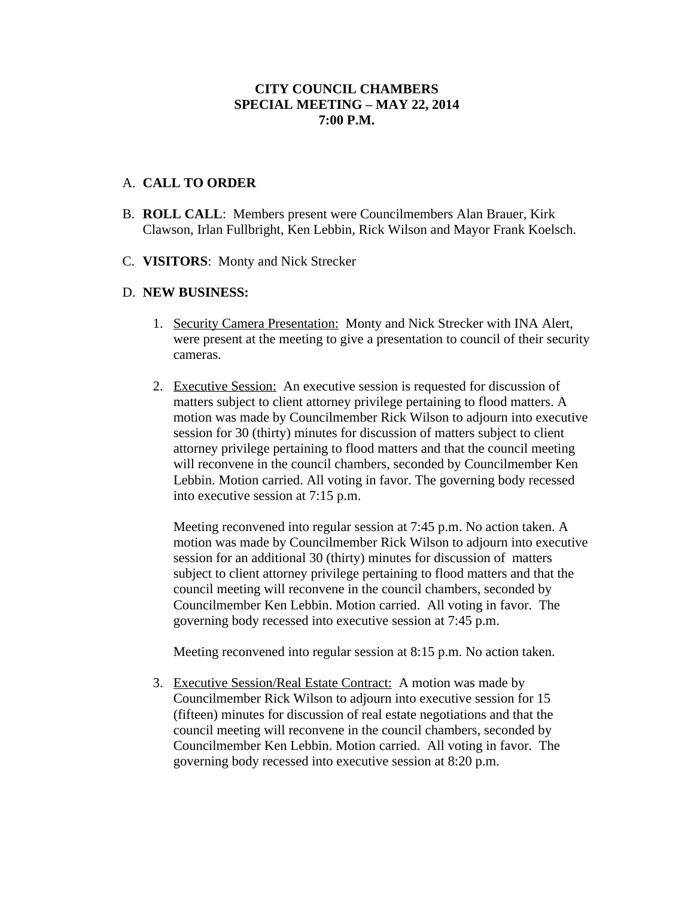**CITY COUNCIL CHAMBERS**
**SPECIAL MEETING – MAY 22, 2014**
**7:00 P.M.**

A. **CALL TO ORDER**

B. **ROLL CALL**: Members present were Councilmembers Alan Brauer, Kirk Clawson, Irlan Fullbright, Ken Lebbin, Rick Wilson and Mayor Frank Koelsch.

C. **VISITORS**: Monty and Nick Strecker

D. **NEW BUSINESS:**

1. <u>Security Camera Presentation:</u> Monty and Nick Strecker with INA Alert, were present at the meeting to give a presentation to council of their security cameras.

2. <u>Executive Session:</u> An executive session is requested for discussion of matters subject to client attorney privilege pertaining to flood matters. A motion was made by Councilmember Rick Wilson to adjourn into executive session for 30 (thirty) minutes for discussion of matters subject to client attorney privilege pertaining to flood matters and that the council meeting will reconvene in the council chambers, seconded by Councilmember Ken Lebbin. Motion carried. All voting in favor. The governing body recessed into executive session at 7:15 p.m.

   Meeting reconvened into regular session at 7:45 p.m. No action taken. A motion was made by Councilmember Rick Wilson to adjourn into executive session for an additional 30 (thirty) minutes for discussion of matters subject to client attorney privilege pertaining to flood matters and that the council meeting will reconvene in the council chambers, seconded by Councilmember Ken Lebbin. Motion carried. All voting in favor. The governing body recessed into executive session at 7:45 p.m.

   Meeting reconvened into regular session at 8:15 p.m. No action taken.

3. <u>Executive Session/Real Estate Contract:</u> A motion was made by Councilmember Rick Wilson to adjourn into executive session for 15 (fifteen) minutes for discussion of real estate negotiations and that the council meeting will reconvene in the council chambers, seconded by Councilmember Ken Lebbin. Motion carried. All voting in favor. The governing body recessed into executive session at 8:20 p.m.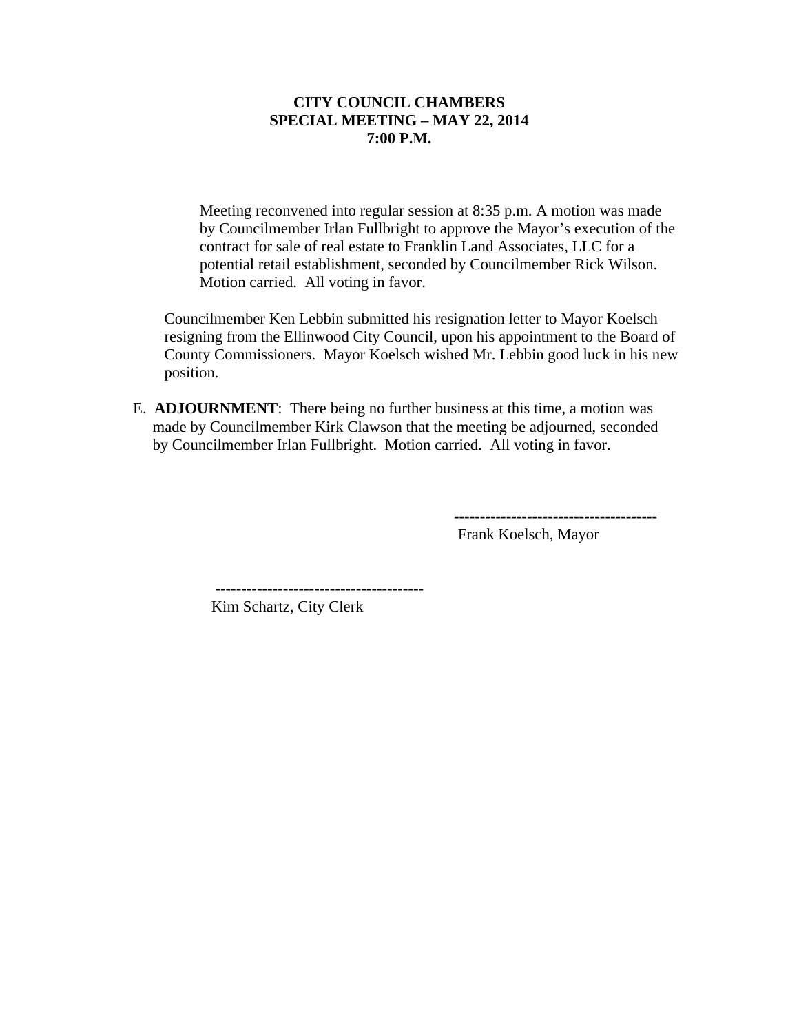**CITY COUNCIL CHAMBERS**
**SPECIAL MEETING – MAY 22, 2014**
**7:00 P.M.**

Meeting reconvened into regular session at 8:35 p.m. A motion was made by Councilmember Irlan Fullbright to approve the Mayor's execution of the contract for sale of real estate to Franklin Land Associates, LLC for a potential retail establishment, seconded by Councilmember Rick Wilson. Motion carried. All voting in favor.

Councilmember Ken Lebbin submitted his resignation letter to Mayor Koelsch resigning from the Ellinwood City Council, upon his appointment to the Board of County Commissioners. Mayor Koelsch wished Mr. Lebbin good luck in his new position.

E. **ADJOURNMENT**: There being no further business at this time, a motion was made by Councilmember Kirk Clawson that the meeting be adjourned, seconded by Councilmember Irlan Fullbright. Motion carried. All voting in favor.

---------------------------------------
Frank Koelsch, Mayor

----------------------------------------
Kim Schartz, City Clerk